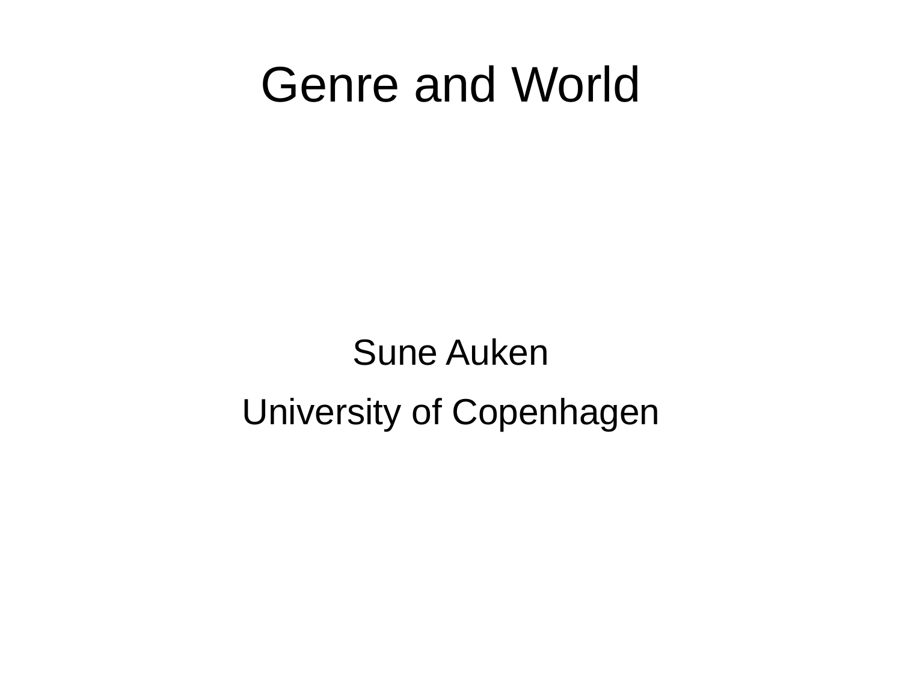# Genre and World

Sune Auken

University of Copenhagen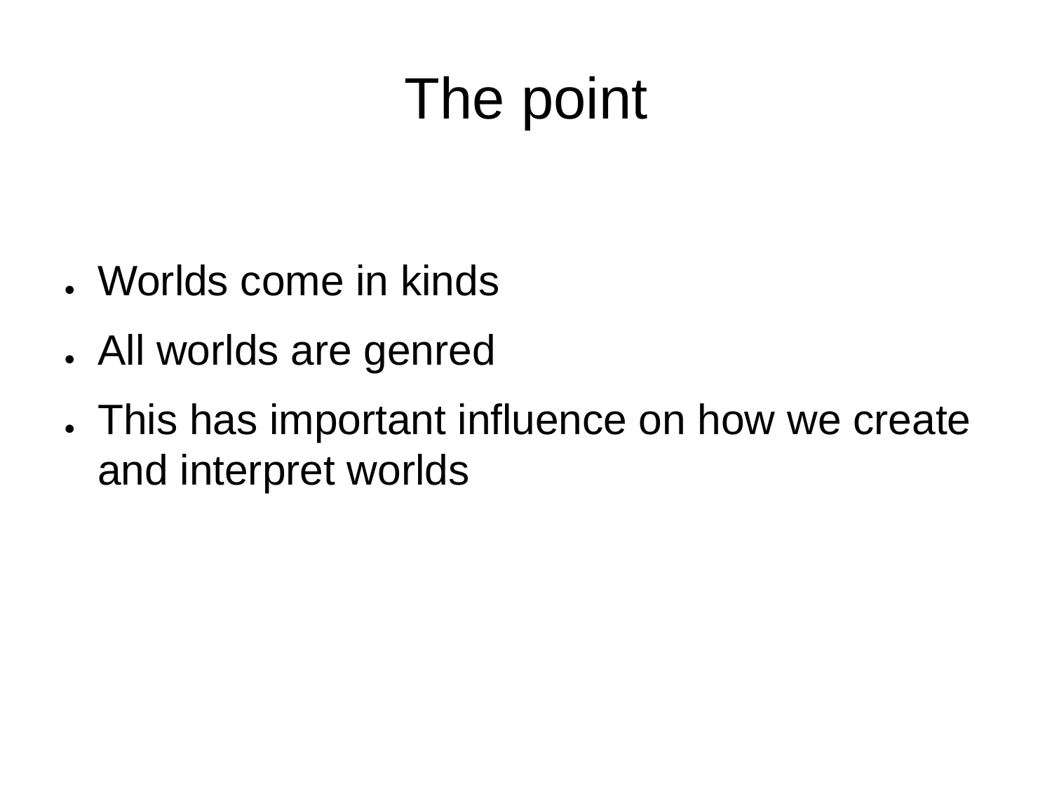# The point

- Worlds come in kinds
- All worlds are genred
- This has important influence on how we create and interpret worlds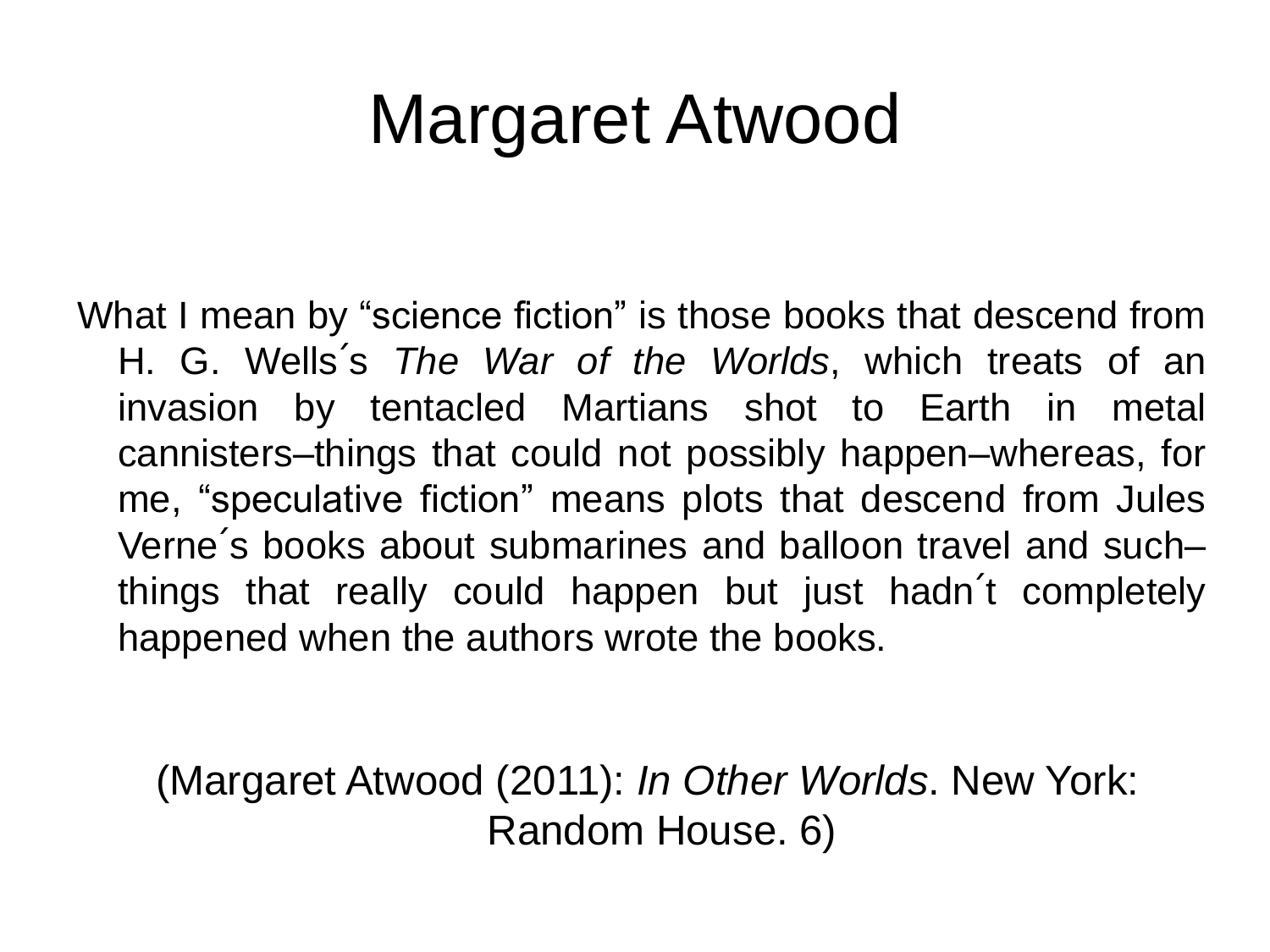# Margaret Atwood

What I mean by “science fiction” is those books that descend from H. G. Wells´s *The War of the Worlds*, which treats of an invasion by tentacled Martians shot to Earth in metal cannisters–things that could not possibly happen–whereas, for me, “speculative fiction” means plots that descend from Jules Verne´s books about submarines and balloon travel and such–things that really could happen but just hadn´t completely happened when the authors wrote the books.

(Margaret Atwood (2011): *In Other Worlds*. New York: Random House. 6)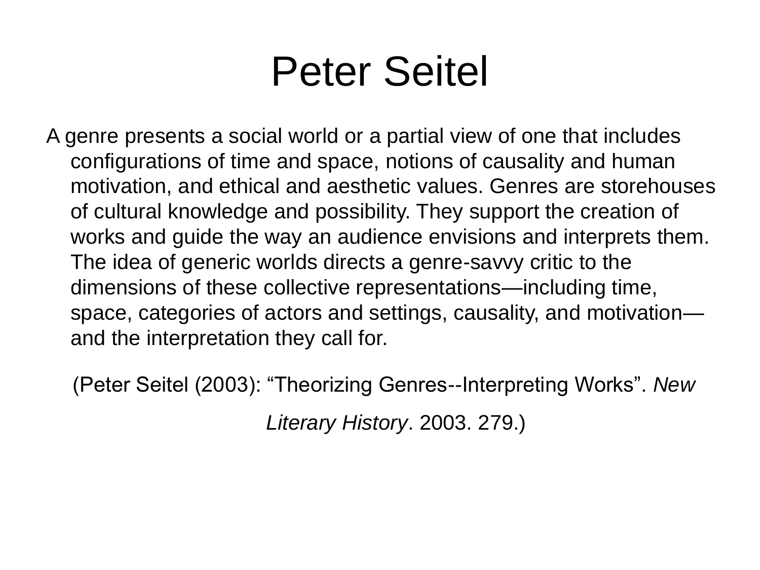# Peter Seitel

A genre presents a social world or a partial view of one that includes configurations of time and space, notions of causality and human motivation, and ethical and aesthetic values. Genres are storehouses of cultural knowledge and possibility. They support the creation of works and guide the way an audience envisions and interprets them. The idea of generic worlds directs a genre-savvy critic to the dimensions of these collective representations—including time, space, categories of actors and settings, causality, and motivation—and the interpretation they call for.

(Peter Seitel (2003): “Theorizing Genres--Interpreting Works”. *New Literary History*. 2003. 279.)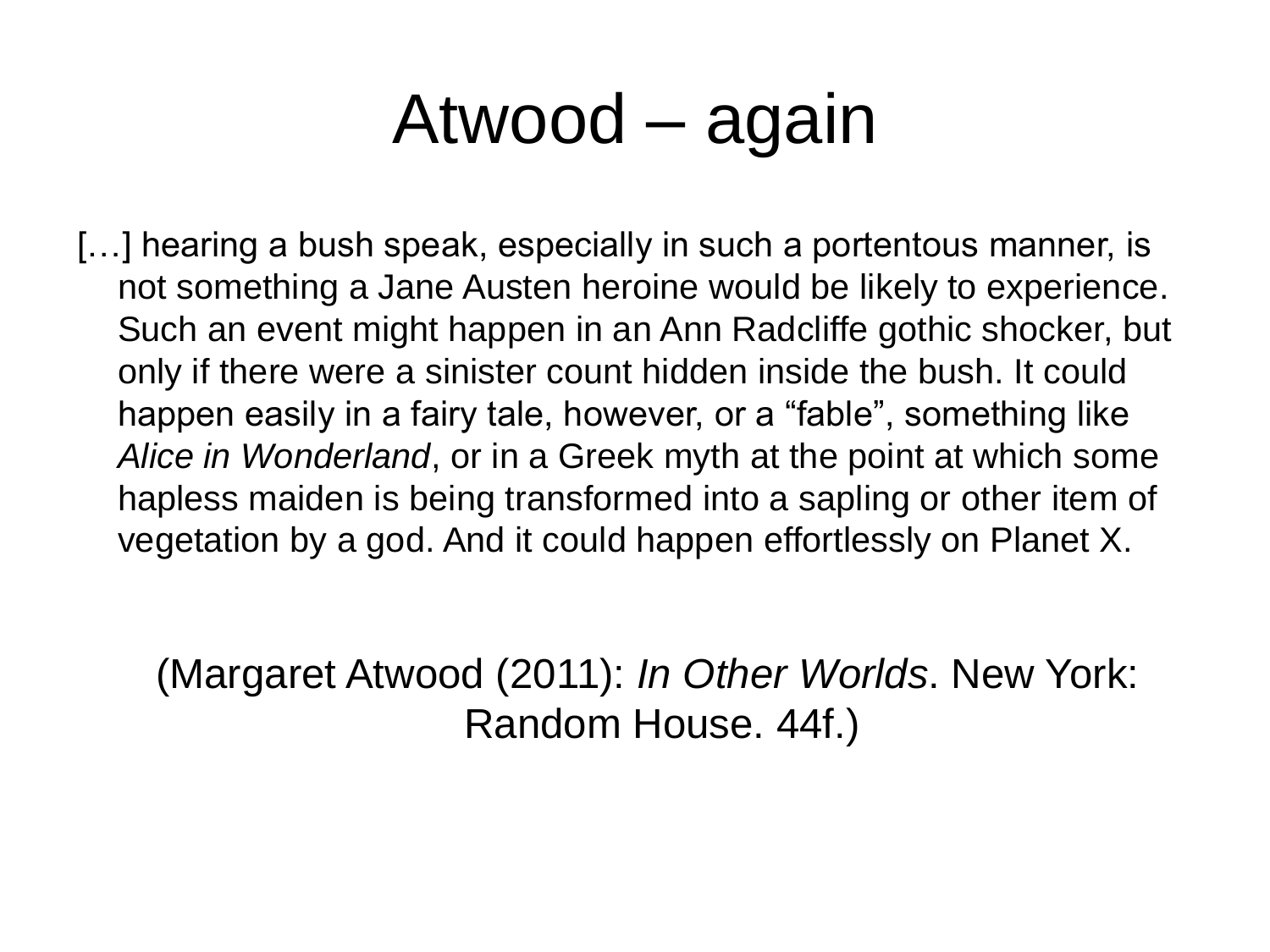# Atwood – again

[…] hearing a bush speak, especially in such a portentous manner, is not something a Jane Austen heroine would be likely to experience. Such an event might happen in an Ann Radcliffe gothic shocker, but only if there were a sinister count hidden inside the bush. It could happen easily in a fairy tale, however, or a "fable", something like *Alice in Wonderland*, or in a Greek myth at the point at which some hapless maiden is being transformed into a sapling or other item of vegetation by a god. And it could happen effortlessly on Planet X.

(Margaret Atwood (2011): *In Other Worlds*. New York: Random House. 44f.)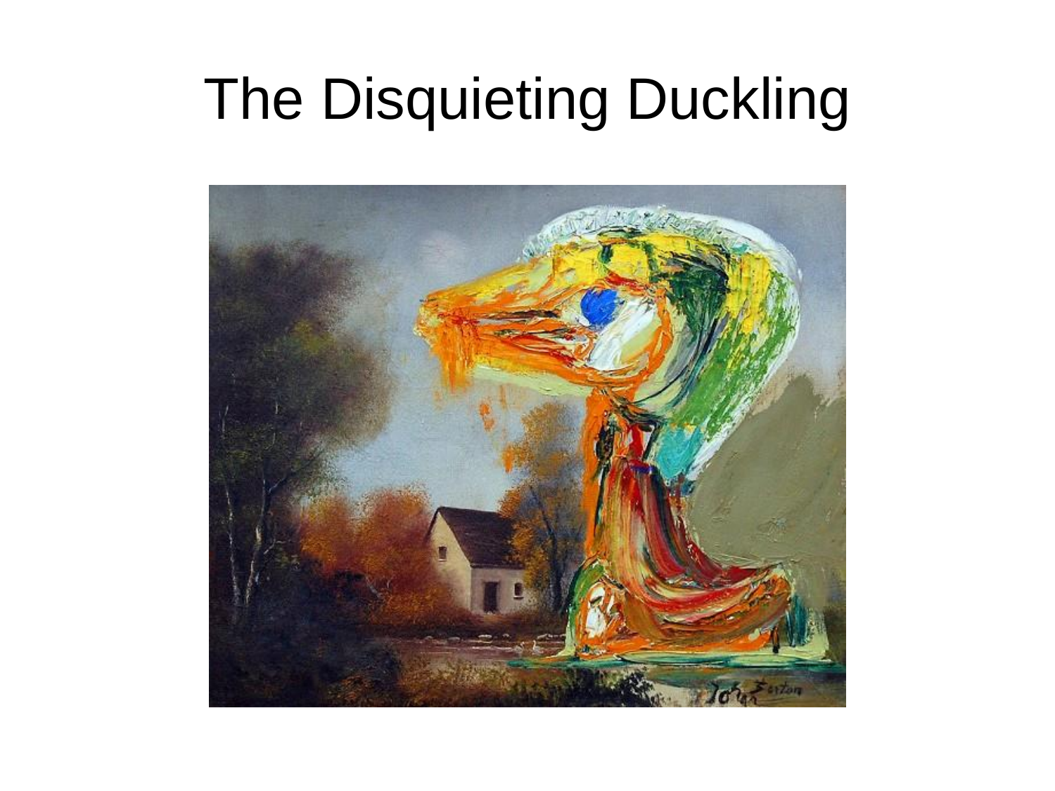# The Disquieting Duckling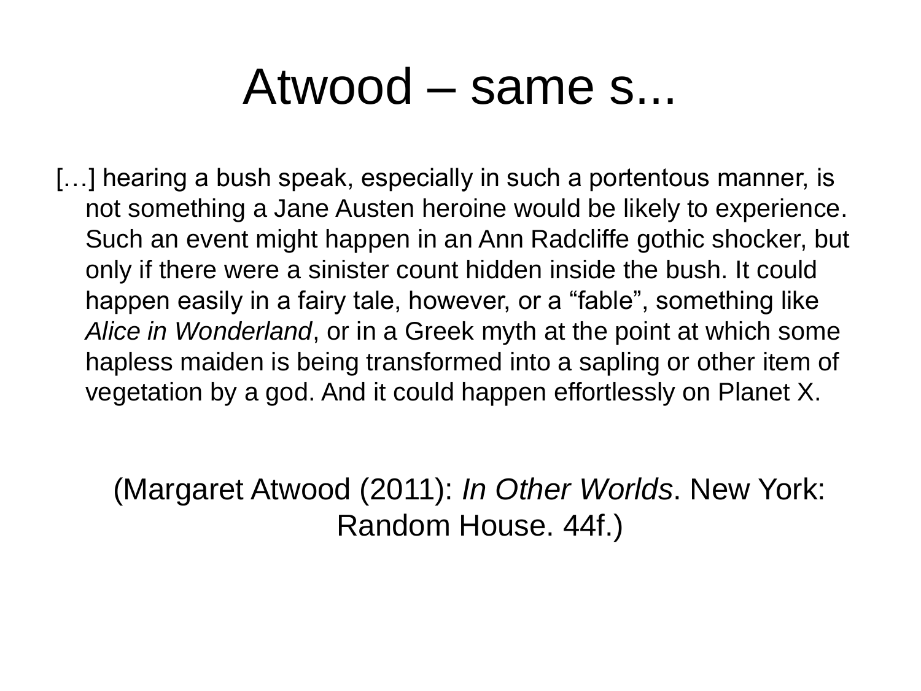# Atwood – same s...

[…] hearing a bush speak, especially in such a portentous manner, is not something a Jane Austen heroine would be likely to experience. Such an event might happen in an Ann Radcliffe gothic shocker, but only if there were a sinister count hidden inside the bush. It could happen easily in a fairy tale, however, or a “fable”, something like *Alice in Wonderland*, or in a Greek myth at the point at which some hapless maiden is being transformed into a sapling or other item of vegetation by a god. And it could happen effortlessly on Planet X.

(Margaret Atwood (2011): *In Other Worlds*. New York: Random House. 44f.)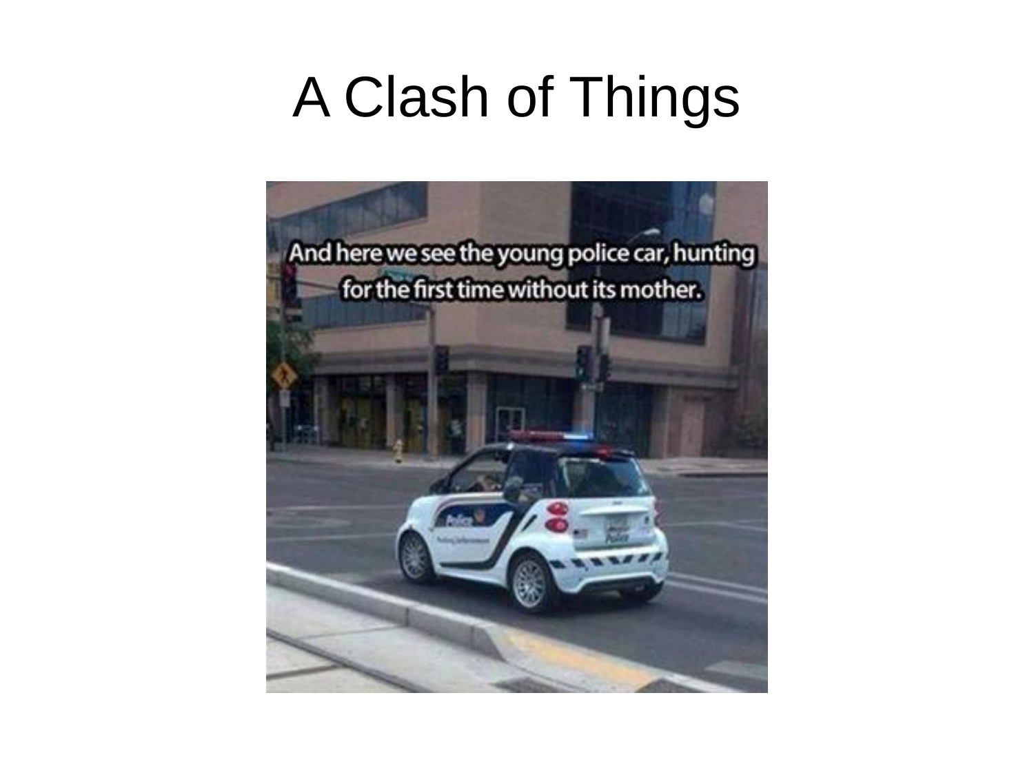# A Clash of Things

And here we see the young police car, hunting for the first time without its mother.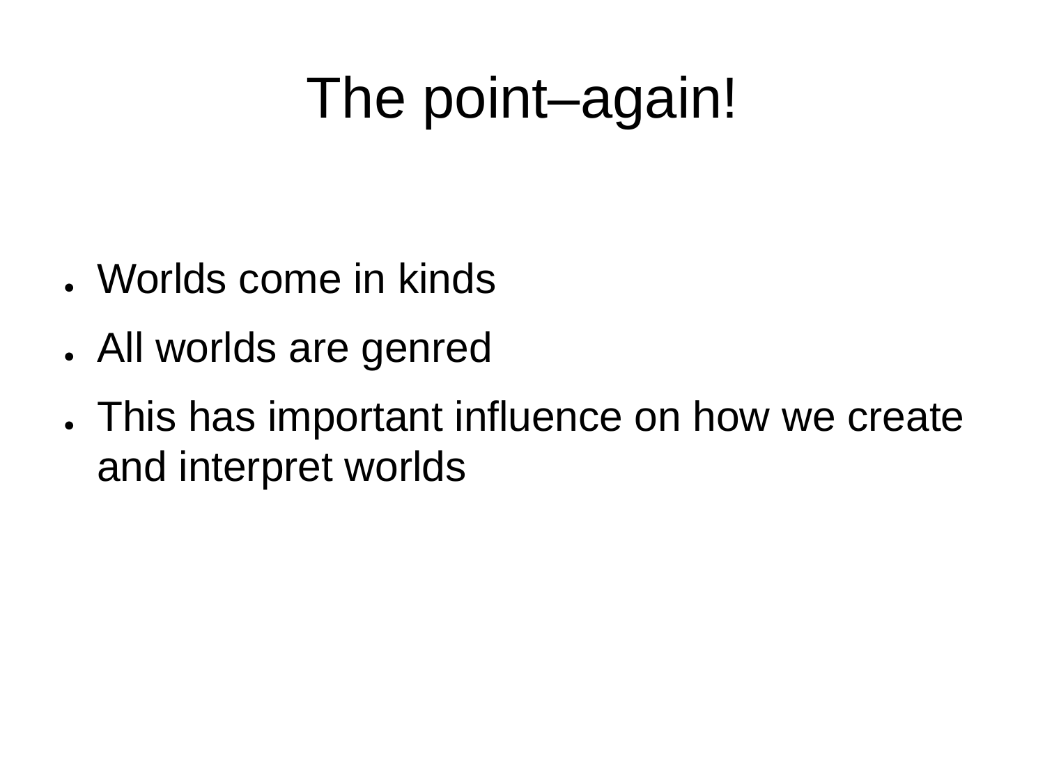# The point–again!

- Worlds come in kinds
- All worlds are genred
- This has important influence on how we create and interpret worlds